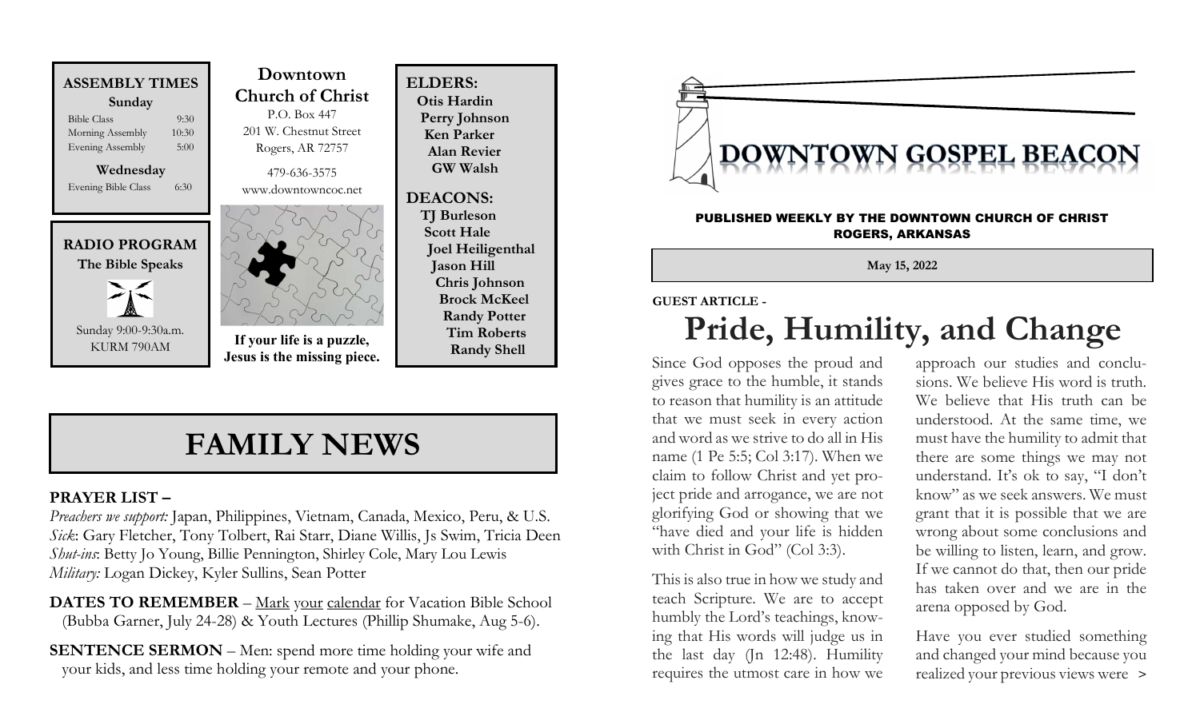**ASSEMBLY TIMES**

**Sunday**

| | |
|---|---|
| Bible Class | 9:30 |
| Morning Assembly | 10:30 |
| Evening Assembly | 5:00 |

**Wednesday**

| | |
|---|---|
| Evening Bible Class | 6:30 |

**RADIO PROGRAM**

**The Bible Speaks**

Sunday 9:00-9:30a.m.
KURM 790AM

**Downtown Church of Christ**

P.O. Box 447
201 W. Chestnut Street
Rogers, AR 72757

479-636-3575
www.downtowncoc.net

**If your life is a puzzle, Jesus is the missing piece.**

**ELDERS:**
**Otis Hardin**
**Perry Johnson**
**Ken Parker**
**Alan Revier**
**GW Walsh**

**DEACONS:**
**TJ Burleson**
**Scott Hale**
**Joel Heiligenthal**
**Jason Hill**
**Chris Johnson**
**Brock McKeel**
**Randy Potter**
**Tim Roberts**
**Randy Shell**

# FAMILY NEWS

**PRAYER LIST –**

*Preachers we support:* Japan, Philippines, Vietnam, Canada, Mexico, Peru, & U.S.
*Sick*: Gary Fletcher, Tony Tolbert, Rai Starr, Diane Willis, Js Swim, Tricia Deen
*Shut-ins*: Betty Jo Young, Billie Pennington, Shirley Cole, Mary Lou Lewis
*Military:* Logan Dickey, Kyler Sullins, Sean Potter

**DATES TO REMEMBER** – Mark your calendar for Vacation Bible School (Bubba Garner, July 24-28) & Youth Lectures (Phillip Shumake, Aug 5-6).

**SENTENCE SERMON** – Men: spend more time holding your wife and your kids, and less time holding your remote and your phone.

# DOWNTOWN GOSPEL BEACON

PUBLISHED WEEKLY BY THE DOWNTOWN CHURCH OF CHRIST
ROGERS, ARKANSAS

**May 15, 2022**

**GUEST ARTICLE -**

## Pride, Humility, and Change

Since God opposes the proud and gives grace to the humble, it stands to reason that humility is an attitude that we must seek in every action and word as we strive to do all in His name (1 Pe 5:5; Col 3:17). When we claim to follow Christ and yet project pride and arrogance, we are not glorifying God or showing that we "have died and your life is hidden with Christ in God" (Col 3:3).

This is also true in how we study and teach Scripture. We are to accept humbly the Lord's teachings, knowing that His words will judge us in the last day (Jn 12:48). Humility requires the utmost care in how we approach our studies and conclusions. We believe His word is truth. We believe that His truth can be understood. At the same time, we must have the humility to admit that there are some things we may not understand. It's ok to say, "I don't know" as we seek answers. We must grant that it is possible that we are wrong about some conclusions and be willing to listen, learn, and grow. If we cannot do that, then our pride has taken over and we are in the arena opposed by God.

Have you ever studied something and changed your mind because you realized your previous views were >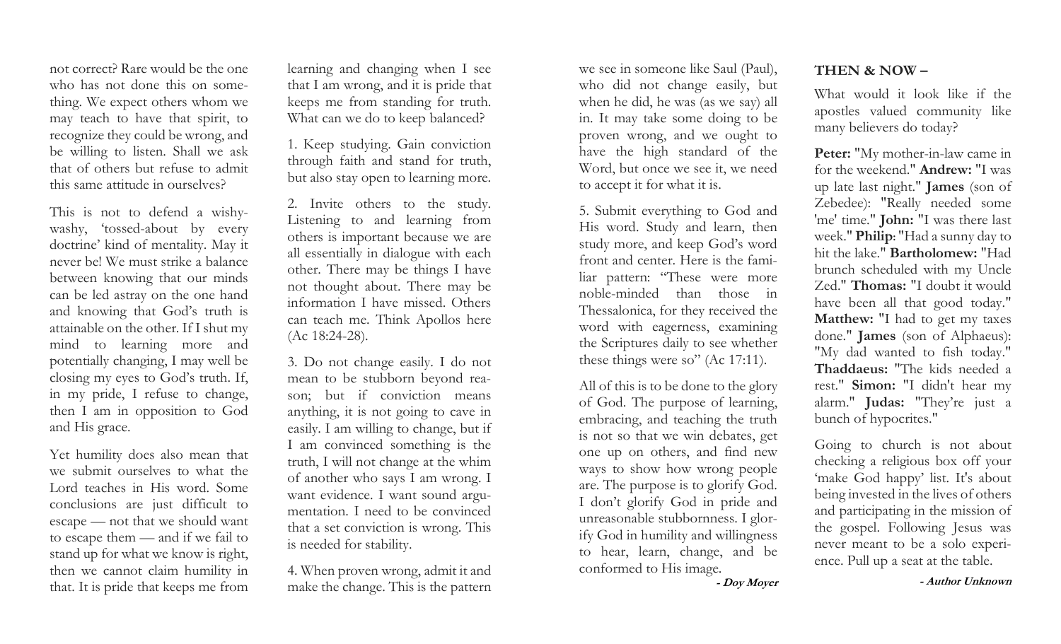not correct? Rare would be the one who has not done this on something. We expect others whom we may teach to have that spirit, to recognize they could be wrong, and be willing to listen. Shall we ask that of others but refuse to admit this same attitude in ourselves?

This is not to defend a wishy-washy, 'tossed-about by every doctrine' kind of mentality. May it never be! We must strike a balance between knowing that our minds can be led astray on the one hand and knowing that God's truth is attainable on the other. If I shut my mind to learning more and potentially changing, I may well be closing my eyes to God's truth. If, in my pride, I refuse to change, then I am in opposition to God and His grace.

Yet humility does also mean that we submit ourselves to what the Lord teaches in His word. Some conclusions are just difficult to escape — not that we should want to escape them — and if we fail to stand up for what we know is right, then we cannot claim humility in that. It is pride that keeps me from learning and changing when I see that I am wrong, and it is pride that keeps me from standing for truth. What can we do to keep balanced?

1. Keep studying. Gain conviction through faith and stand for truth, but also stay open to learning more.

2. Invite others to the study. Listening to and learning from others is important because we are all essentially in dialogue with each other. There may be things I have not thought about. There may be information I have missed. Others can teach me. Think Apollos here (Ac 18:24-28).

3. Do not change easily. I do not mean to be stubborn beyond reason; but if conviction means anything, it is not going to cave in easily. I am willing to change, but if I am convinced something is the truth, I will not change at the whim of another who says I am wrong. I want evidence. I want sound argumentation. I need to be convinced that a set conviction is wrong. This is needed for stability.

4. When proven wrong, admit it and make the change. This is the pattern we see in someone like Saul (Paul), who did not change easily, but when he did, he was (as we say) all in. It may take some doing to be proven wrong, and we ought to have the high standard of the Word, but once we see it, we need to accept it for what it is.

5. Submit everything to God and His word. Study and learn, then study more, and keep God's word front and center. Here is the familiar pattern: "These were more noble-minded than those in Thessalonica, for they received the word with eagerness, examining the Scriptures daily to see whether these things were so" (Ac 17:11).

All of this is to be done to the glory of God. The purpose of learning, embracing, and teaching the truth is not so that we win debates, get one up on others, and find new ways to show how wrong people are. The purpose is to glorify God. I don't glorify God in pride and unreasonable stubbornness. I glorify God in humility and willingness to hear, learn, change, and be conformed to His image.

***- Doy Moyer***

## THEN & NOW –

What would it look like if the apostles valued community like many believers do today?

**Peter:** "My mother-in-law came in for the weekend." **Andrew:** "I was up late last night." **James** (son of Zebedee): "Really needed some 'me' time." **John:** "I was there last week." **Philip**: "Had a sunny day to hit the lake." **Bartholomew:** "Had brunch scheduled with my Uncle Zed." **Thomas:** "I doubt it would have been all that good today." **Matthew:** "I had to get my taxes done." **James** (son of Alphaeus): "My dad wanted to fish today." **Thaddaeus:** "The kids needed a rest." **Simon:** "I didn't hear my alarm." **Judas:** "They're just a bunch of hypocrites."

Going to church is not about checking a religious box off your 'make God happy' list. It's about being invested in the lives of others and participating in the mission of the gospel. Following Jesus was never meant to be a solo experience. Pull up a seat at the table.

***- Author Unknown***